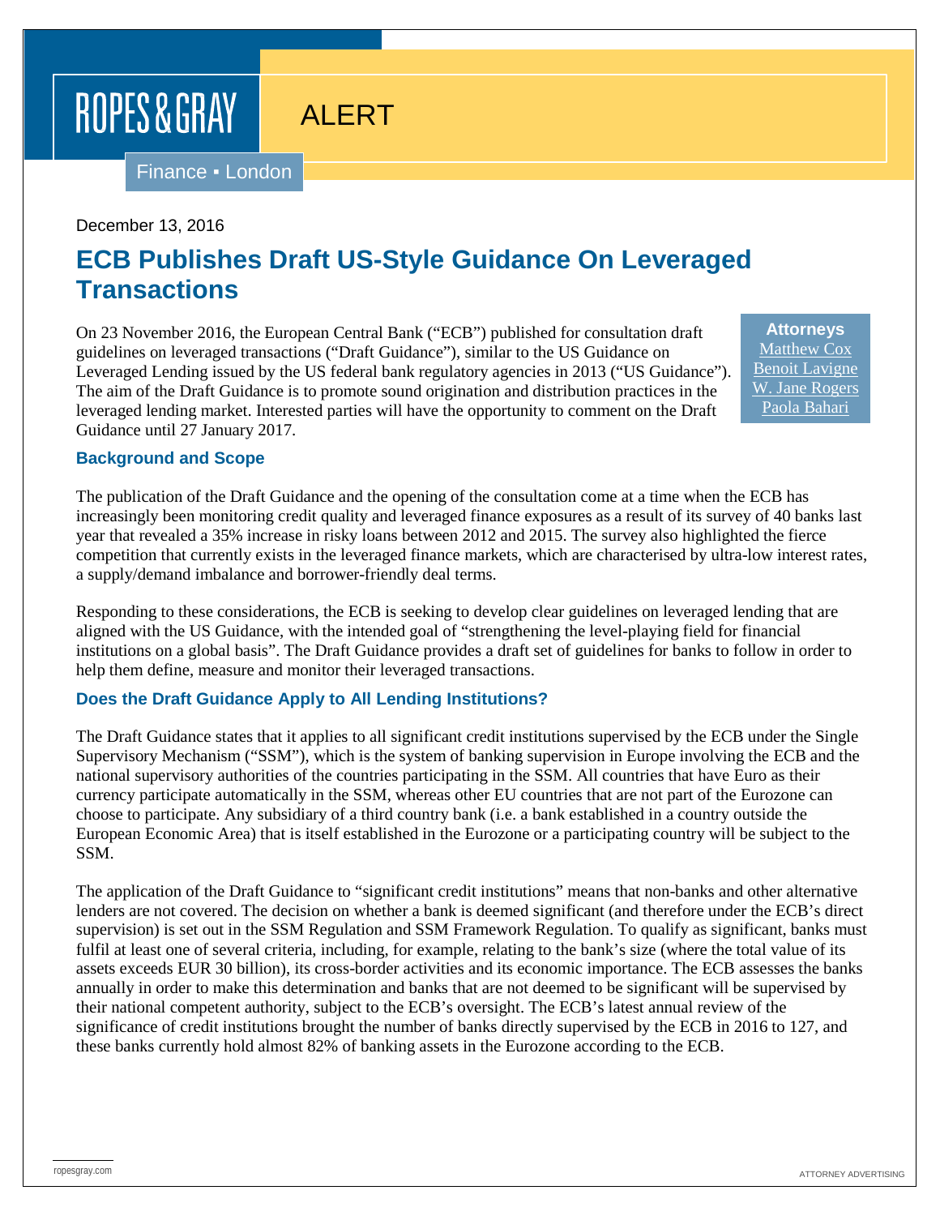ROPES & GRAY

ALERT

Finance ▪ London

December 13, 2016

# ECB Publishes Draft US-Style Guidance On Leveraged Transactions

**Attorneys**
Matthew Cox
Benoit Lavigne
W. Jane Rogers
Paola Bahari

On 23 November 2016, the European Central Bank ("ECB") published for consultation draft guidelines on leveraged transactions ("Draft Guidance"), similar to the US Guidance on Leveraged Lending issued by the US federal bank regulatory agencies in 2013 ("US Guidance"). The aim of the Draft Guidance is to promote sound origination and distribution practices in the leveraged lending market. Interested parties will have the opportunity to comment on the Draft Guidance until 27 January 2017.

## Background and Scope

The publication of the Draft Guidance and the opening of the consultation come at a time when the ECB has increasingly been monitoring credit quality and leveraged finance exposures as a result of its survey of 40 banks last year that revealed a 35% increase in risky loans between 2012 and 2015. The survey also highlighted the fierce competition that currently exists in the leveraged finance markets, which are characterised by ultra-low interest rates, a supply/demand imbalance and borrower-friendly deal terms.

Responding to these considerations, the ECB is seeking to develop clear guidelines on leveraged lending that are aligned with the US Guidance, with the intended goal of "strengthening the level-playing field for financial institutions on a global basis". The Draft Guidance provides a draft set of guidelines for banks to follow in order to help them define, measure and monitor their leveraged transactions.

## Does the Draft Guidance Apply to All Lending Institutions?

The Draft Guidance states that it applies to all significant credit institutions supervised by the ECB under the Single Supervisory Mechanism ("SSM"), which is the system of banking supervision in Europe involving the ECB and the national supervisory authorities of the countries participating in the SSM. All countries that have Euro as their currency participate automatically in the SSM, whereas other EU countries that are not part of the Eurozone can choose to participate. Any subsidiary of a third country bank (i.e. a bank established in a country outside the European Economic Area) that is itself established in the Eurozone or a participating country will be subject to the SSM.

The application of the Draft Guidance to "significant credit institutions" means that non-banks and other alternative lenders are not covered. The decision on whether a bank is deemed significant (and therefore under the ECB's direct supervision) is set out in the SSM Regulation and SSM Framework Regulation. To qualify as significant, banks must fulfil at least one of several criteria, including, for example, relating to the bank's size (where the total value of its assets exceeds EUR 30 billion), its cross-border activities and its economic importance. The ECB assesses the banks annually in order to make this determination and banks that are not deemed to be significant will be supervised by their national competent authority, subject to the ECB's oversight. The ECB's latest annual review of the significance of credit institutions brought the number of banks directly supervised by the ECB in 2016 to 127, and these banks currently hold almost 82% of banking assets in the Eurozone according to the ECB.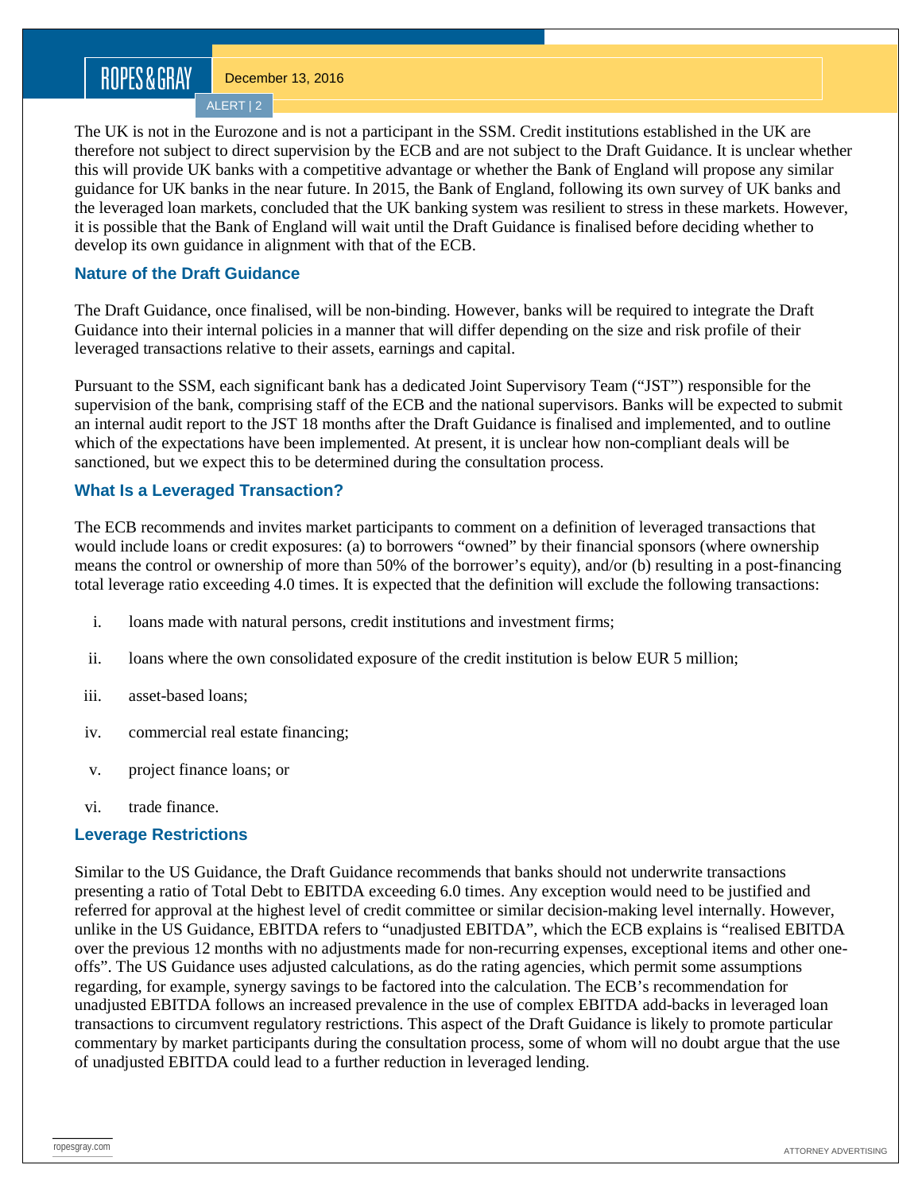The UK is not in the Eurozone and is not a participant in the SSM. Credit institutions established in the UK are therefore not subject to direct supervision by the ECB and are not subject to the Draft Guidance. It is unclear whether this will provide UK banks with a competitive advantage or whether the Bank of England will propose any similar guidance for UK banks in the near future. In 2015, the Bank of England, following its own survey of UK banks and the leveraged loan markets, concluded that the UK banking system was resilient to stress in these markets. However, it is possible that the Bank of England will wait until the Draft Guidance is finalised before deciding whether to develop its own guidance in alignment with that of the ECB.

### Nature of the Draft Guidance

The Draft Guidance, once finalised, will be non-binding. However, banks will be required to integrate the Draft Guidance into their internal policies in a manner that will differ depending on the size and risk profile of their leveraged transactions relative to their assets, earnings and capital.

Pursuant to the SSM, each significant bank has a dedicated Joint Supervisory Team ("JST") responsible for the supervision of the bank, comprising staff of the ECB and the national supervisors. Banks will be expected to submit an internal audit report to the JST 18 months after the Draft Guidance is finalised and implemented, and to outline which of the expectations have been implemented. At present, it is unclear how non-compliant deals will be sanctioned, but we expect this to be determined during the consultation process.

### What Is a Leveraged Transaction?

The ECB recommends and invites market participants to comment on a definition of leveraged transactions that would include loans or credit exposures: (a) to borrowers "owned" by their financial sponsors (where ownership means the control or ownership of more than 50% of the borrower's equity), and/or (b) resulting in a post-financing total leverage ratio exceeding 4.0 times. It is expected that the definition will exclude the following transactions:

i. loans made with natural persons, credit institutions and investment firms;

ii. loans where the own consolidated exposure of the credit institution is below EUR 5 million;

iii. asset-based loans;

iv. commercial real estate financing;

v. project finance loans; or

vi. trade finance.

### Leverage Restrictions

Similar to the US Guidance, the Draft Guidance recommends that banks should not underwrite transactions presenting a ratio of Total Debt to EBITDA exceeding 6.0 times. Any exception would need to be justified and referred for approval at the highest level of credit committee or similar decision-making level internally. However, unlike in the US Guidance, EBITDA refers to "unadjusted EBITDA", which the ECB explains is "realised EBITDA over the previous 12 months with no adjustments made for non-recurring expenses, exceptional items and other one-offs". The US Guidance uses adjusted calculations, as do the rating agencies, which permit some assumptions regarding, for example, synergy savings to be factored into the calculation. The ECB's recommendation for unadjusted EBITDA follows an increased prevalence in the use of complex EBITDA add-backs in leveraged loan transactions to circumvent regulatory restrictions. This aspect of the Draft Guidance is likely to promote particular commentary by market participants during the consultation process, some of whom will no doubt argue that the use of unadjusted EBITDA could lead to a further reduction in leveraged lending.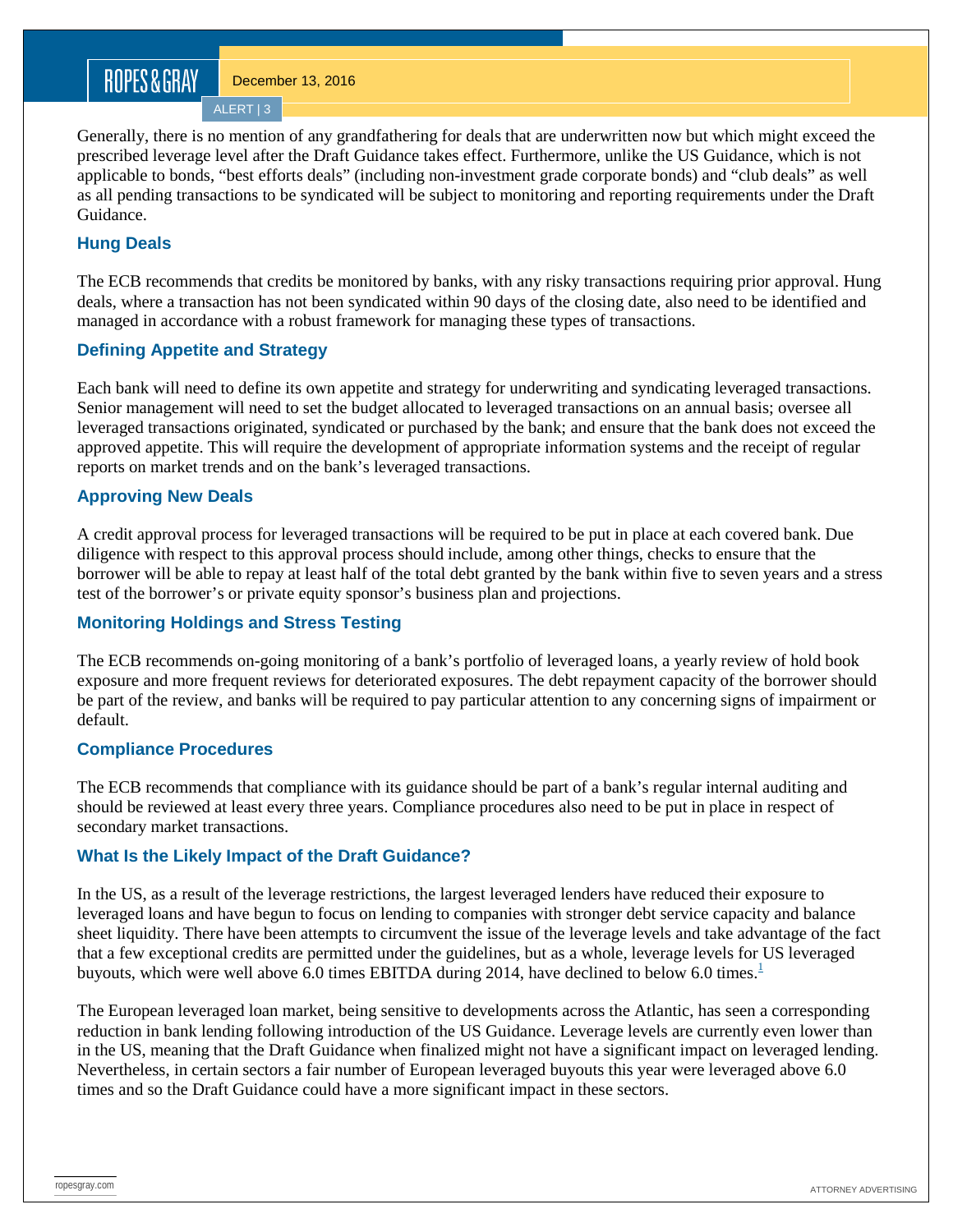Generally, there is no mention of any grandfathering for deals that are underwritten now but which might exceed the prescribed leverage level after the Draft Guidance takes effect. Furthermore, unlike the US Guidance, which is not applicable to bonds, "best efforts deals" (including non-investment grade corporate bonds) and "club deals" as well as all pending transactions to be syndicated will be subject to monitoring and reporting requirements under the Draft Guidance.

### Hung Deals

The ECB recommends that credits be monitored by banks, with any risky transactions requiring prior approval. Hung deals, where a transaction has not been syndicated within 90 days of the closing date, also need to be identified and managed in accordance with a robust framework for managing these types of transactions.

### Defining Appetite and Strategy

Each bank will need to define its own appetite and strategy for underwriting and syndicating leveraged transactions. Senior management will need to set the budget allocated to leveraged transactions on an annual basis; oversee all leveraged transactions originated, syndicated or purchased by the bank; and ensure that the bank does not exceed the approved appetite. This will require the development of appropriate information systems and the receipt of regular reports on market trends and on the bank's leveraged transactions.

### Approving New Deals

A credit approval process for leveraged transactions will be required to be put in place at each covered bank. Due diligence with respect to this approval process should include, among other things, checks to ensure that the borrower will be able to repay at least half of the total debt granted by the bank within five to seven years and a stress test of the borrower's or private equity sponsor's business plan and projections.

### Monitoring Holdings and Stress Testing

The ECB recommends on-going monitoring of a bank's portfolio of leveraged loans, a yearly review of hold book exposure and more frequent reviews for deteriorated exposures. The debt repayment capacity of the borrower should be part of the review, and banks will be required to pay particular attention to any concerning signs of impairment or default.

### Compliance Procedures

The ECB recommends that compliance with its guidance should be part of a bank's regular internal auditing and should be reviewed at least every three years. Compliance procedures also need to be put in place in respect of secondary market transactions.

### What Is the Likely Impact of the Draft Guidance?

In the US, as a result of the leverage restrictions, the largest leveraged lenders have reduced their exposure to leveraged loans and have begun to focus on lending to companies with stronger debt service capacity and balance sheet liquidity. There have been attempts to circumvent the issue of the leverage levels and take advantage of the fact that a few exceptional credits are permitted under the guidelines, but as a whole, leverage levels for US leveraged buyouts, which were well above 6.0 times EBITDA during 2014, have declined to below 6.0 times.[1]

The European leveraged loan market, being sensitive to developments across the Atlantic, has seen a corresponding reduction in bank lending following introduction of the US Guidance. Leverage levels are currently even lower than in the US, meaning that the Draft Guidance when finalized might not have a significant impact on leveraged lending. Nevertheless, in certain sectors a fair number of European leveraged buyouts this year were leveraged above 6.0 times and so the Draft Guidance could have a more significant impact in these sectors.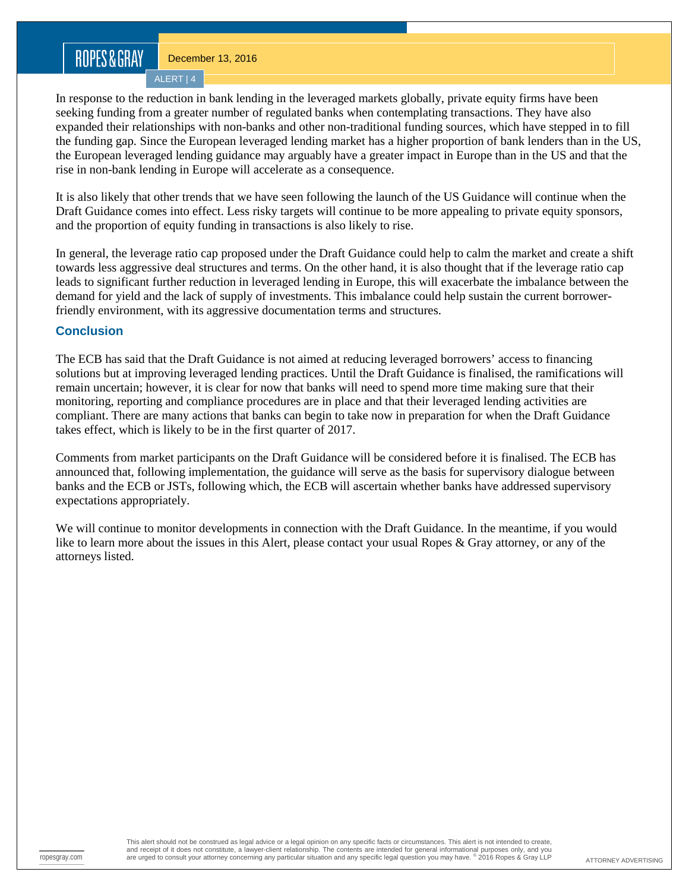In response to the reduction in bank lending in the leveraged markets globally, private equity firms have been seeking funding from a greater number of regulated banks when contemplating transactions. They have also expanded their relationships with non-banks and other non-traditional funding sources, which have stepped in to fill the funding gap. Since the European leveraged lending market has a higher proportion of bank lenders than in the US, the European leveraged lending guidance may arguably have a greater impact in Europe than in the US and that the rise in non-bank lending in Europe will accelerate as a consequence.

It is also likely that other trends that we have seen following the launch of the US Guidance will continue when the Draft Guidance comes into effect. Less risky targets will continue to be more appealing to private equity sponsors, and the proportion of equity funding in transactions is also likely to rise.

In general, the leverage ratio cap proposed under the Draft Guidance could help to calm the market and create a shift towards less aggressive deal structures and terms. On the other hand, it is also thought that if the leverage ratio cap leads to significant further reduction in leveraged lending in Europe, this will exacerbate the imbalance between the demand for yield and the lack of supply of investments. This imbalance could help sustain the current borrower-friendly environment, with its aggressive documentation terms and structures.

## Conclusion

The ECB has said that the Draft Guidance is not aimed at reducing leveraged borrowers' access to financing solutions but at improving leveraged lending practices. Until the Draft Guidance is finalised, the ramifications will remain uncertain; however, it is clear for now that banks will need to spend more time making sure that their monitoring, reporting and compliance procedures are in place and that their leveraged lending activities are compliant. There are many actions that banks can begin to take now in preparation for when the Draft Guidance takes effect, which is likely to be in the first quarter of 2017.

Comments from market participants on the Draft Guidance will be considered before it is finalised. The ECB has announced that, following implementation, the guidance will serve as the basis for supervisory dialogue between banks and the ECB or JSTs, following which, the ECB will ascertain whether banks have addressed supervisory expectations appropriately.

We will continue to monitor developments in connection with the Draft Guidance. In the meantime, if you would like to learn more about the issues in this Alert, please contact your usual Ropes & Gray attorney, or any of the attorneys listed.

This alert should not be construed as legal advice or a legal opinion on any specific facts or circumstances. This alert is not intended to create, and receipt of it does not constitute, a lawyer-client relationship. The contents are intended for general informational purposes only, and you are urged to consult your attorney concerning any particular situation and any specific legal question you may have. © 2016 Ropes & Gray LLP

ATTORNEY ADVERTISING